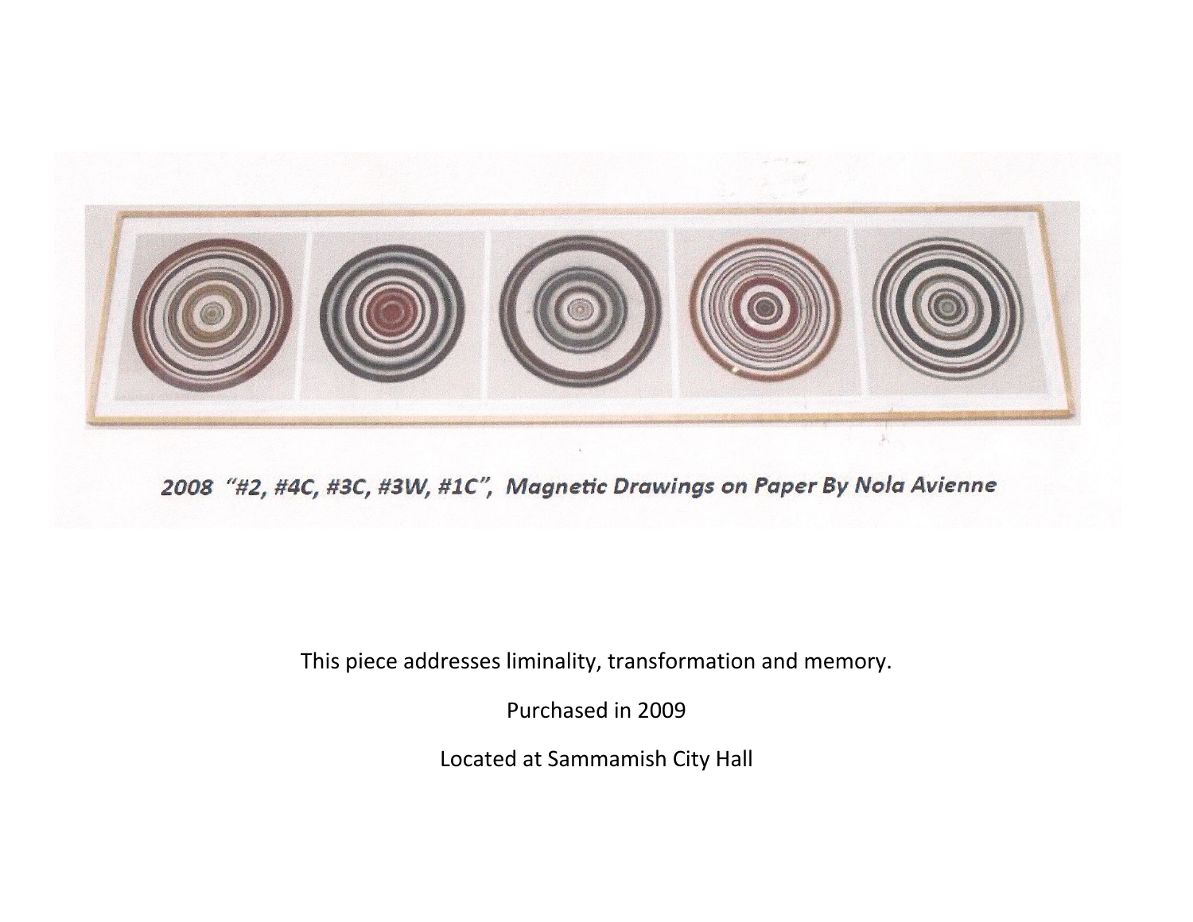*2008 "#2, #4C, #3C, #3W, #1C", Magnetic Drawings on Paper By Nola Avienne*

This piece addresses liminality, transformation and memory.

Purchased in 2009

Located at Sammamish City Hall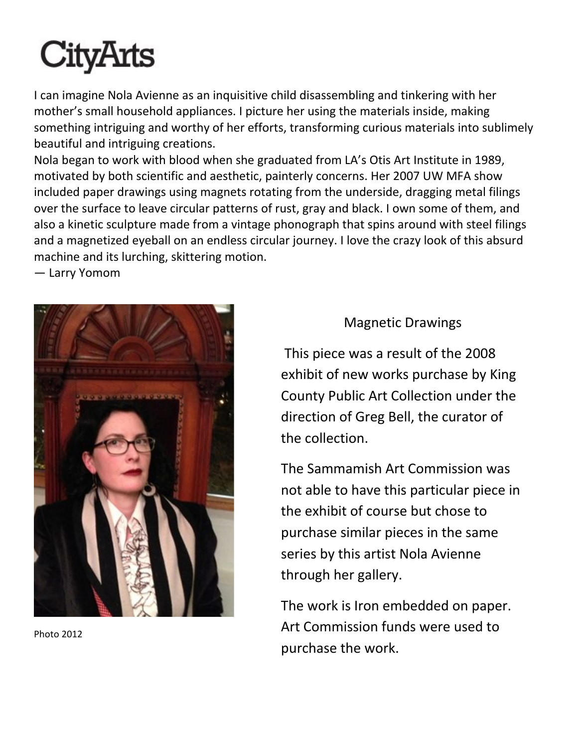# CityArts

I can imagine Nola Avienne as an inquisitive child disassembling and tinkering with her mother's small household appliances. I picture her using the materials inside, making something intriguing and worthy of her efforts, transforming curious materials into sublimely beautiful and intriguing creations.

Nola began to work with blood when she graduated from LA's Otis Art Institute in 1989, motivated by both scientific and aesthetic, painterly concerns. Her 2007 UW MFA show included paper drawings using magnets rotating from the underside, dragging metal filings over the surface to leave circular patterns of rust, gray and black. I own some of them, and also a kinetic sculpture made from a vintage phonograph that spins around with steel filings and a magnetized eyeball on an endless circular journey. I love the crazy look of this absurd machine and its lurching, skittering motion.

— Larry Yomom

Photo 2012

## Magnetic Drawings

This piece was a result of the 2008 exhibit of new works purchase by King County Public Art Collection under the direction of Greg Bell, the curator of the collection.

The Sammamish Art Commission was not able to have this particular piece in the exhibit of course but chose to purchase similar pieces in the same series by this artist Nola Avienne through her gallery.

The work is Iron embedded on paper. Art Commission funds were used to purchase the work.